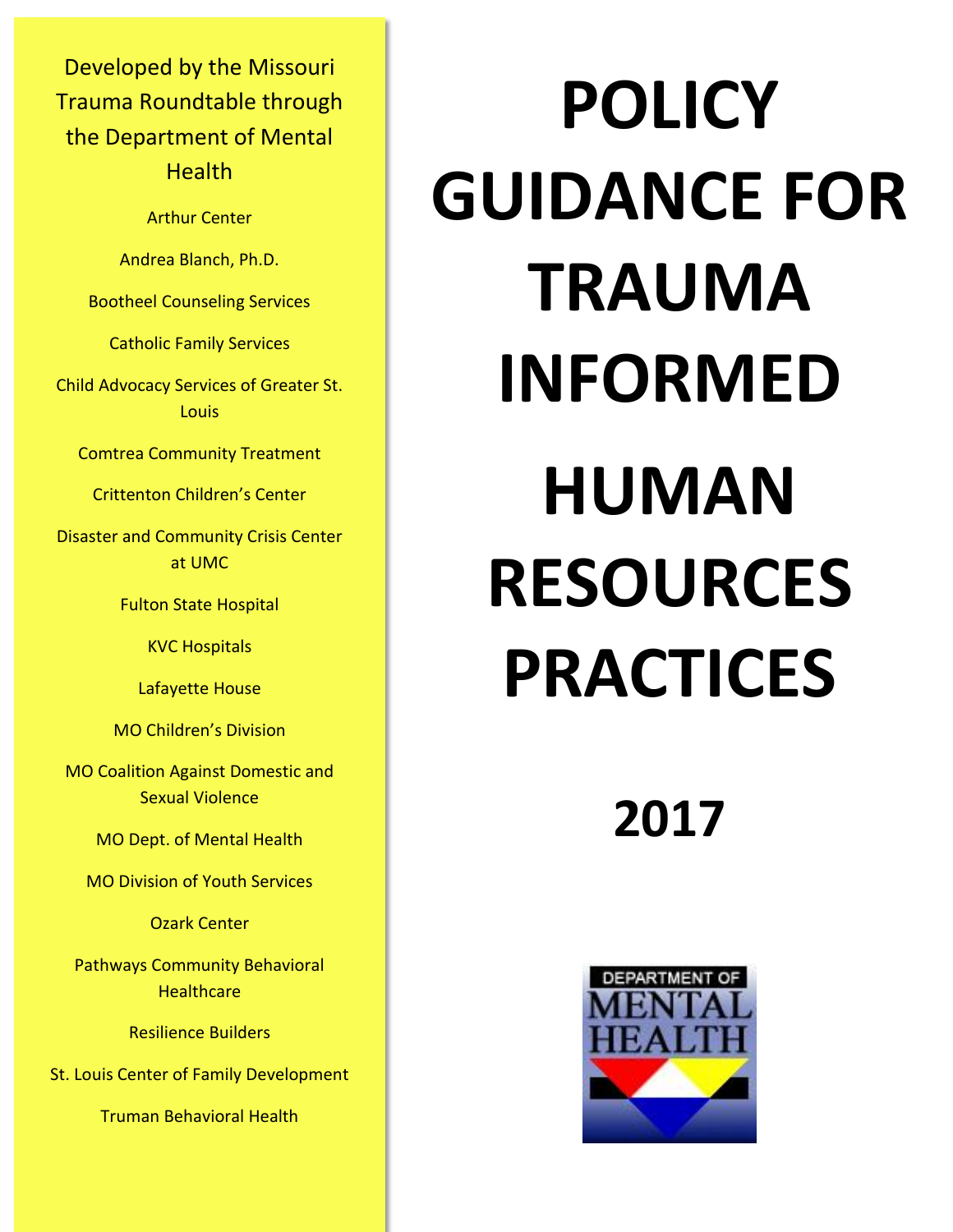# POLICY GUIDANCE FOR TRAUMA INFORMED HUMAN RESOURCES PRACTICES

## 2017

Developed by the Missouri Trauma Roundtable through the Department of Mental Health

Arthur Center

Andrea Blanch, Ph.D.

Bootheel Counseling Services

Catholic Family Services

Child Advocacy Services of Greater St. Louis

Comtrea Community Treatment

Crittenton Children's Center

Disaster and Community Crisis Center at UMC

Fulton State Hospital

KVC Hospitals

Lafayette House

MO Children's Division

MO Coalition Against Domestic and Sexual Violence

MO Dept. of Mental Health

MO Division of Youth Services

Ozark Center

Pathways Community Behavioral Healthcare

Resilience Builders

St. Louis Center of Family Development

Truman Behavioral Health

DEPARTMENT OF MENTAL HEALTH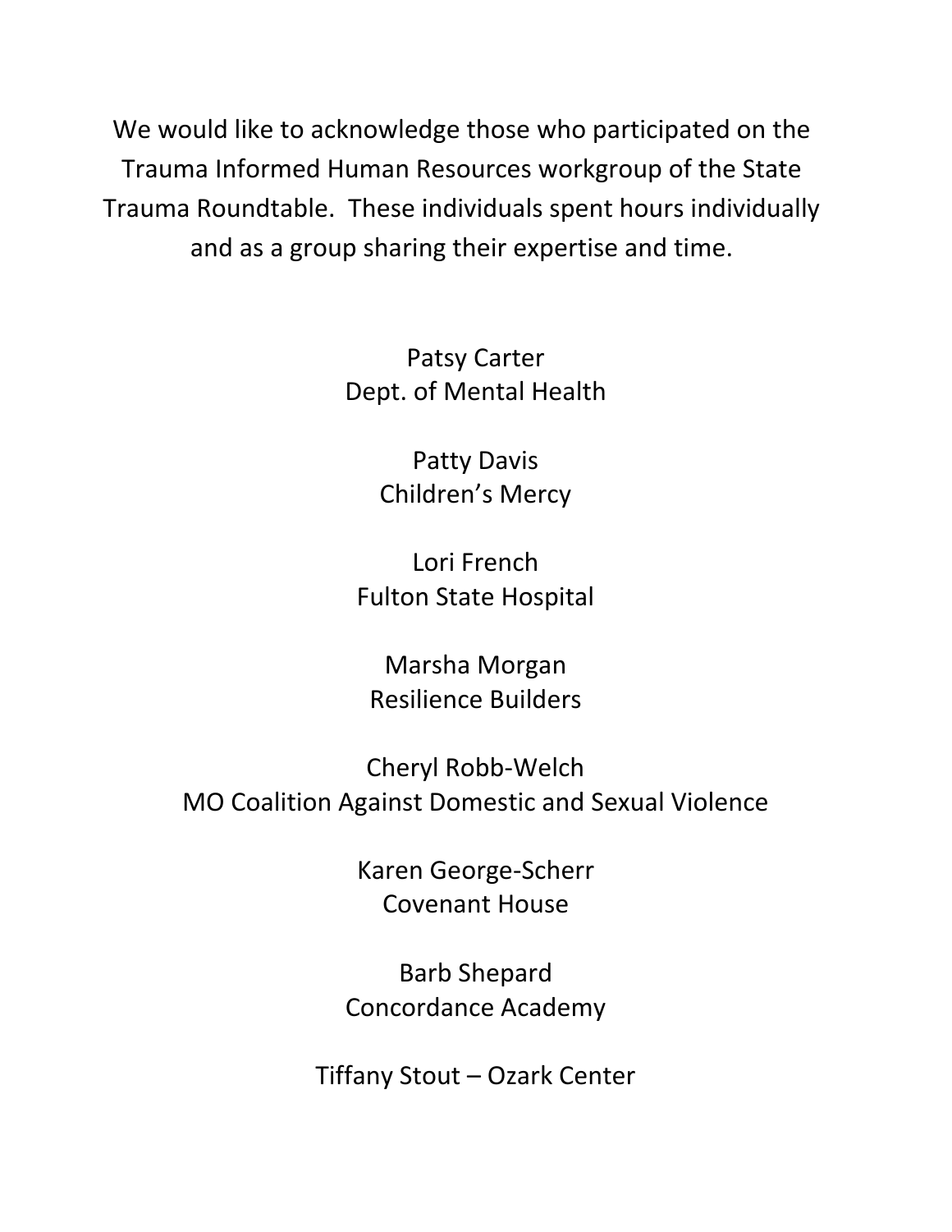We would like to acknowledge those who participated on the Trauma Informed Human Resources workgroup of the State Trauma Roundtable. These individuals spent hours individually and as a group sharing their expertise and time.

Patsy Carter
Dept. of Mental Health

Patty Davis
Children's Mercy

Lori French
Fulton State Hospital

Marsha Morgan
Resilience Builders

Cheryl Robb-Welch
MO Coalition Against Domestic and Sexual Violence

Karen George-Scherr
Covenant House

Barb Shepard
Concordance Academy

Tiffany Stout – Ozark Center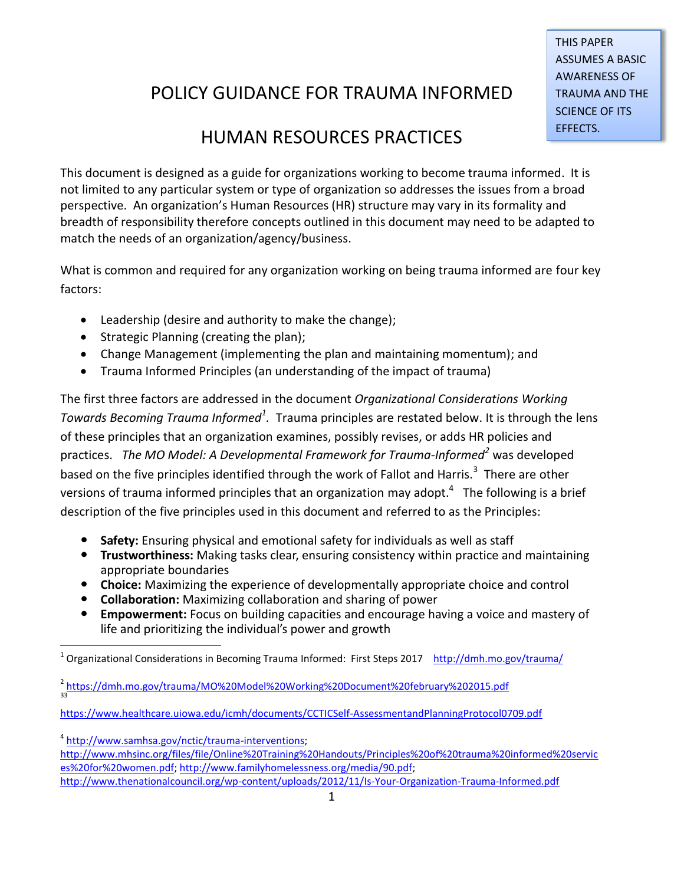# POLICY GUIDANCE FOR TRAUMA INFORMED HUMAN RESOURCES PRACTICES

> THIS PAPER ASSUMES A BASIC AWARENESS OF TRAUMA AND THE SCIENCE OF ITS EFFECTS.

This document is designed as a guide for organizations working to become trauma informed. It is not limited to any particular system or type of organization so addresses the issues from a broad perspective. An organization's Human Resources (HR) structure may vary in its formality and breadth of responsibility therefore concepts outlined in this document may need to be adapted to match the needs of an organization/agency/business.

What is common and required for any organization working on being trauma informed are four key factors:

- Leadership (desire and authority to make the change);
- Strategic Planning (creating the plan);
- Change Management (implementing the plan and maintaining momentum); and
- Trauma Informed Principles (an understanding of the impact of trauma)

The first three factors are addressed in the document *Organizational Considerations Working Towards Becoming Trauma Informed*[1]. Trauma principles are restated below. It is through the lens of these principles that an organization examines, possibly revises, or adds HR policies and practices. *The MO Model: A Developmental Framework for Trauma-Informed*[2] was developed based on the five principles identified through the work of Fallot and Harris.[3] There are other versions of trauma informed principles that an organization may adopt.[4] The following is a brief description of the five principles used in this document and referred to as the Principles:

- **Safety:** Ensuring physical and emotional safety for individuals as well as staff
- **Trustworthiness:** Making tasks clear, ensuring consistency within practice and maintaining appropriate boundaries
- **Choice:** Maximizing the experience of developmentally appropriate choice and control
- **Collaboration:** Maximizing collaboration and sharing of power
- **Empowerment:** Focus on building capacities and encourage having a voice and mastery of life and prioritizing the individual's power and growth

---

[1] Organizational Considerations in Becoming Trauma Informed: First Steps 2017 http://dmh.mo.gov/trauma/

[2] https://dmh.mo.gov/trauma/MO%20Model%20Working%20Document%20february%202015.pdf

[3] https://www.healthcare.uiowa.edu/icmh/documents/CCTICSelf-AssessmentandPlanningProtocol0709.pdf

[4] http://www.samhsa.gov/nctic/trauma-interventions; http://www.mhsinc.org/files/file/Online%20Training%20Handouts/Principles%20of%20trauma%20informed%20services%20for%20women.pdf; http://www.familyhomelessness.org/media/90.pdf; http://www.thenationalcouncil.org/wp-content/uploads/2012/11/Is-Your-Organization-Trauma-Informed.pdf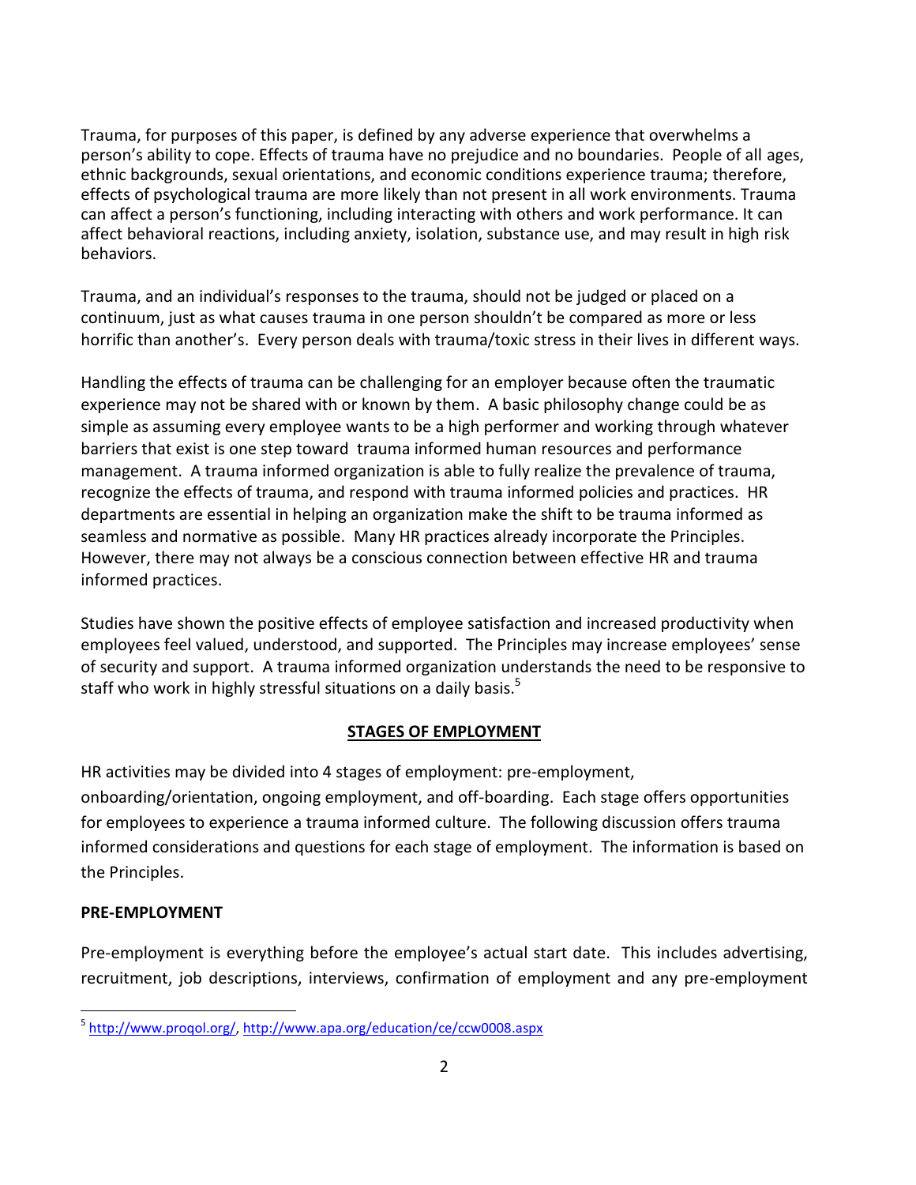Trauma, for purposes of this paper, is defined by any adverse experience that overwhelms a person's ability to cope. Effects of trauma have no prejudice and no boundaries. People of all ages, ethnic backgrounds, sexual orientations, and economic conditions experience trauma; therefore, effects of psychological trauma are more likely than not present in all work environments. Trauma can affect a person's functioning, including interacting with others and work performance. It can affect behavioral reactions, including anxiety, isolation, substance use, and may result in high risk behaviors.

Trauma, and an individual's responses to the trauma, should not be judged or placed on a continuum, just as what causes trauma in one person shouldn't be compared as more or less horrific than another's. Every person deals with trauma/toxic stress in their lives in different ways.

Handling the effects of trauma can be challenging for an employer because often the traumatic experience may not be shared with or known by them. A basic philosophy change could be as simple as assuming every employee wants to be a high performer and working through whatever barriers that exist is one step toward trauma informed human resources and performance management. A trauma informed organization is able to fully realize the prevalence of trauma, recognize the effects of trauma, and respond with trauma informed policies and practices. HR departments are essential in helping an organization make the shift to be trauma informed as seamless and normative as possible. Many HR practices already incorporate the Principles. However, there may not always be a conscious connection between effective HR and trauma informed practices.

Studies have shown the positive effects of employee satisfaction and increased productivity when employees feel valued, understood, and supported. The Principles may increase employees' sense of security and support. A trauma informed organization understands the need to be responsive to staff who work in highly stressful situations on a daily basis.[5]

## STAGES OF EMPLOYMENT

HR activities may be divided into 4 stages of employment: pre-employment, onboarding/orientation, ongoing employment, and off-boarding. Each stage offers opportunities for employees to experience a trauma informed culture. The following discussion offers trauma informed considerations and questions for each stage of employment. The information is based on the Principles.

### PRE-EMPLOYMENT

Pre-employment is everything before the employee's actual start date. This includes advertising, recruitment, job descriptions, interviews, confirmation of employment and any pre-employment

---

[5] http://www.proqol.org/, http://www.apa.org/education/ce/ccw0008.aspx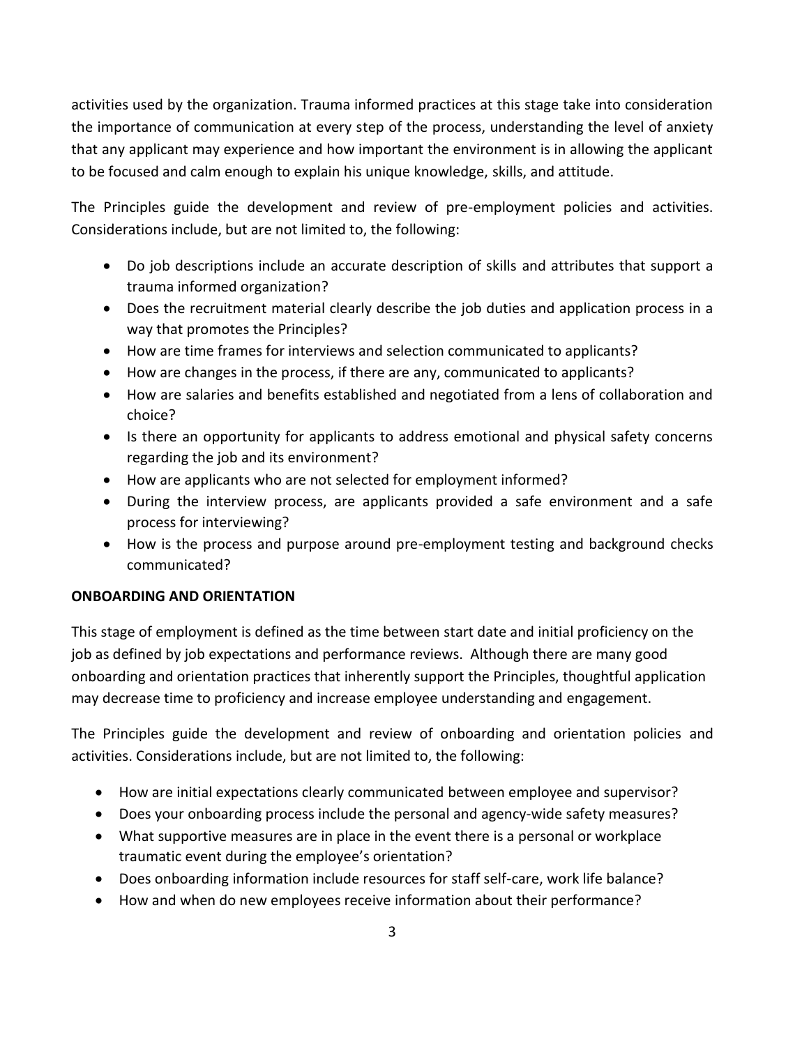activities used by the organization. Trauma informed practices at this stage take into consideration the importance of communication at every step of the process, understanding the level of anxiety that any applicant may experience and how important the environment is in allowing the applicant to be focused and calm enough to explain his unique knowledge, skills, and attitude.

The Principles guide the development and review of pre-employment policies and activities. Considerations include, but are not limited to, the following:

- Do job descriptions include an accurate description of skills and attributes that support a trauma informed organization?
- Does the recruitment material clearly describe the job duties and application process in a way that promotes the Principles?
- How are time frames for interviews and selection communicated to applicants?
- How are changes in the process, if there are any, communicated to applicants?
- How are salaries and benefits established and negotiated from a lens of collaboration and choice?
- Is there an opportunity for applicants to address emotional and physical safety concerns regarding the job and its environment?
- How are applicants who are not selected for employment informed?
- During the interview process, are applicants provided a safe environment and a safe process for interviewing?
- How is the process and purpose around pre-employment testing and background checks communicated?

**ONBOARDING AND ORIENTATION**

This stage of employment is defined as the time between start date and initial proficiency on the job as defined by job expectations and performance reviews. Although there are many good onboarding and orientation practices that inherently support the Principles, thoughtful application may decrease time to proficiency and increase employee understanding and engagement.

The Principles guide the development and review of onboarding and orientation policies and activities. Considerations include, but are not limited to, the following:

- How are initial expectations clearly communicated between employee and supervisor?
- Does your onboarding process include the personal and agency-wide safety measures?
- What supportive measures are in place in the event there is a personal or workplace traumatic event during the employee's orientation?
- Does onboarding information include resources for staff self-care, work life balance?
- How and when do new employees receive information about their performance?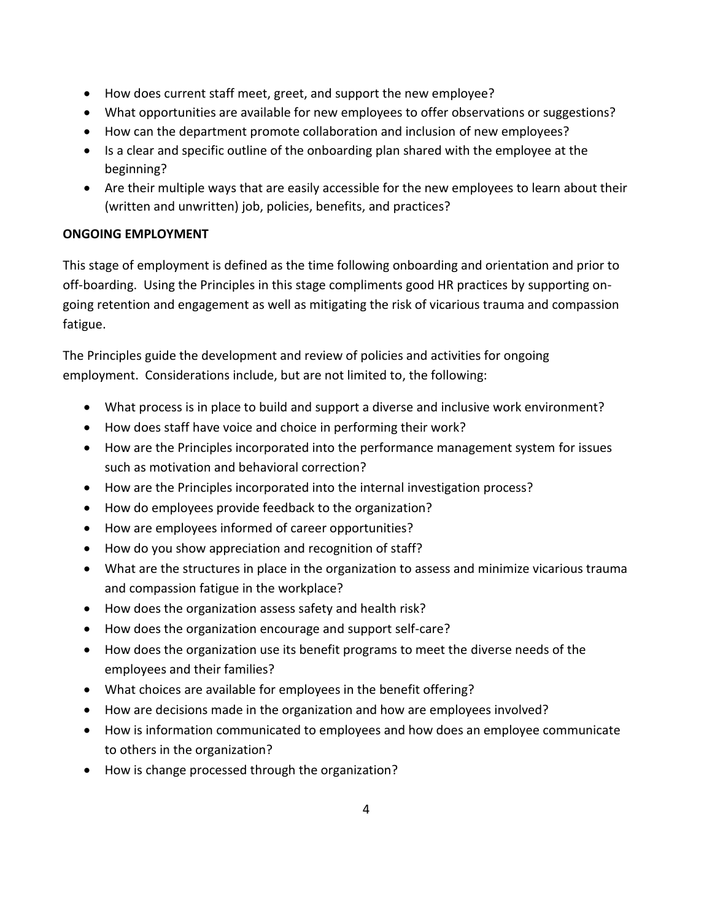- How does current staff meet, greet, and support the new employee?
- What opportunities are available for new employees to offer observations or suggestions?
- How can the department promote collaboration and inclusion of new employees?
- Is a clear and specific outline of the onboarding plan shared with the employee at the beginning?
- Are their multiple ways that are easily accessible for the new employees to learn about their (written and unwritten) job, policies, benefits, and practices?

**ONGOING EMPLOYMENT**

This stage of employment is defined as the time following onboarding and orientation and prior to off-boarding. Using the Principles in this stage compliments good HR practices by supporting on-going retention and engagement as well as mitigating the risk of vicarious trauma and compassion fatigue.

The Principles guide the development and review of policies and activities for ongoing employment. Considerations include, but are not limited to, the following:

- What process is in place to build and support a diverse and inclusive work environment?
- How does staff have voice and choice in performing their work?
- How are the Principles incorporated into the performance management system for issues such as motivation and behavioral correction?
- How are the Principles incorporated into the internal investigation process?
- How do employees provide feedback to the organization?
- How are employees informed of career opportunities?
- How do you show appreciation and recognition of staff?
- What are the structures in place in the organization to assess and minimize vicarious trauma and compassion fatigue in the workplace?
- How does the organization assess safety and health risk?
- How does the organization encourage and support self-care?
- How does the organization use its benefit programs to meet the diverse needs of the employees and their families?
- What choices are available for employees in the benefit offering?
- How are decisions made in the organization and how are employees involved?
- How is information communicated to employees and how does an employee communicate to others in the organization?
- How is change processed through the organization?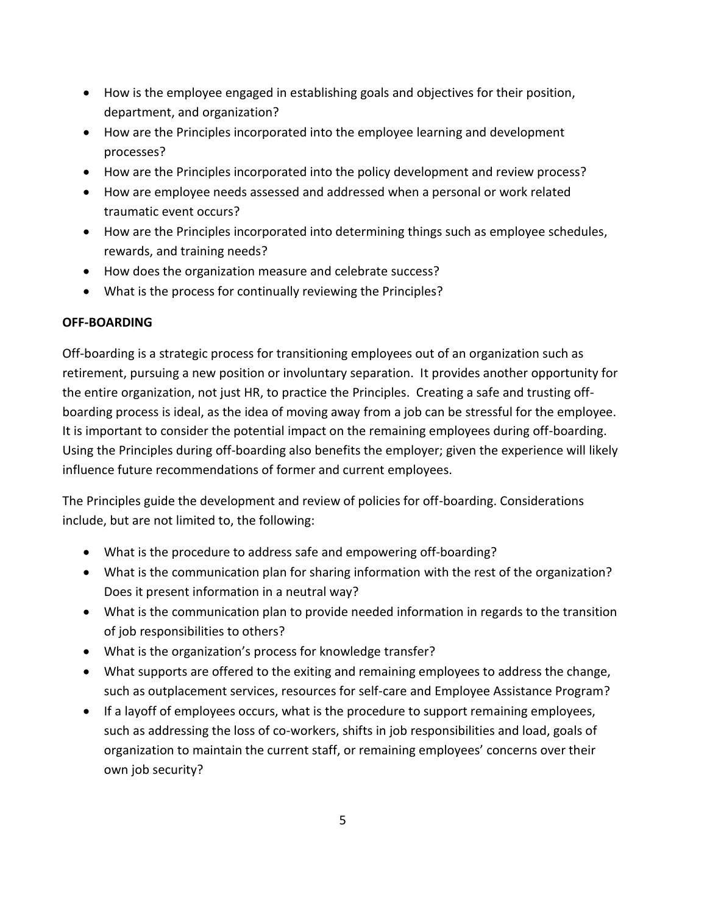- How is the employee engaged in establishing goals and objectives for their position, department, and organization?
- How are the Principles incorporated into the employee learning and development processes?
- How are the Principles incorporated into the policy development and review process?
- How are employee needs assessed and addressed when a personal or work related traumatic event occurs?
- How are the Principles incorporated into determining things such as employee schedules, rewards, and training needs?
- How does the organization measure and celebrate success?
- What is the process for continually reviewing the Principles?

**OFF-BOARDING**

Off-boarding is a strategic process for transitioning employees out of an organization such as retirement, pursuing a new position or involuntary separation. It provides another opportunity for the entire organization, not just HR, to practice the Principles. Creating a safe and trusting off-boarding process is ideal, as the idea of moving away from a job can be stressful for the employee. It is important to consider the potential impact on the remaining employees during off-boarding. Using the Principles during off-boarding also benefits the employer; given the experience will likely influence future recommendations of former and current employees.

The Principles guide the development and review of policies for off-boarding. Considerations include, but are not limited to, the following:

- What is the procedure to address safe and empowering off-boarding?
- What is the communication plan for sharing information with the rest of the organization? Does it present information in a neutral way?
- What is the communication plan to provide needed information in regards to the transition of job responsibilities to others?
- What is the organization's process for knowledge transfer?
- What supports are offered to the exiting and remaining employees to address the change, such as outplacement services, resources for self-care and Employee Assistance Program?
- If a layoff of employees occurs, what is the procedure to support remaining employees, such as addressing the loss of co-workers, shifts in job responsibilities and load, goals of organization to maintain the current staff, or remaining employees' concerns over their own job security?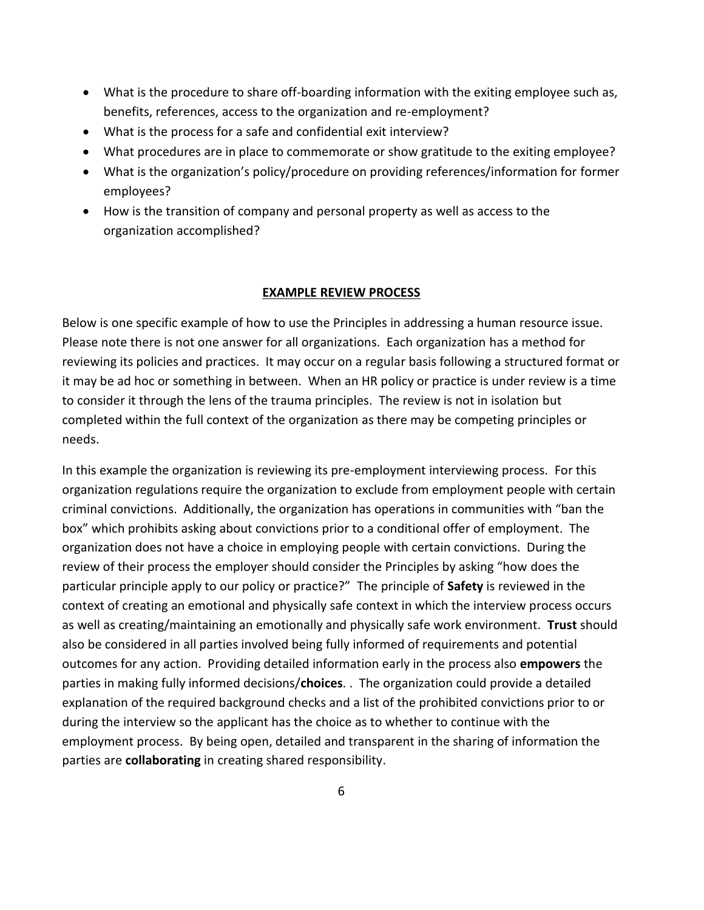- What is the procedure to share off-boarding information with the exiting employee such as, benefits, references, access to the organization and re-employment?
- What is the process for a safe and confidential exit interview?
- What procedures are in place to commemorate or show gratitude to the exiting employee?
- What is the organization's policy/procedure on providing references/information for former employees?
- How is the transition of company and personal property as well as access to the organization accomplished?

## EXAMPLE REVIEW PROCESS

Below is one specific example of how to use the Principles in addressing a human resource issue. Please note there is not one answer for all organizations. Each organization has a method for reviewing its policies and practices. It may occur on a regular basis following a structured format or it may be ad hoc or something in between. When an HR policy or practice is under review is a time to consider it through the lens of the trauma principles. The review is not in isolation but completed within the full context of the organization as there may be competing principles or needs.

In this example the organization is reviewing its pre-employment interviewing process. For this organization regulations require the organization to exclude from employment people with certain criminal convictions. Additionally, the organization has operations in communities with "ban the box" which prohibits asking about convictions prior to a conditional offer of employment. The organization does not have a choice in employing people with certain convictions. During the review of their process the employer should consider the Principles by asking "how does the particular principle apply to our policy or practice?" The principle of **Safety** is reviewed in the context of creating an emotional and physically safe context in which the interview process occurs as well as creating/maintaining an emotionally and physically safe work environment. **Trust** should also be considered in all parties involved being fully informed of requirements and potential outcomes for any action. Providing detailed information early in the process also **empowers** the parties in making fully informed decisions/**choices**. . The organization could provide a detailed explanation of the required background checks and a list of the prohibited convictions prior to or during the interview so the applicant has the choice as to whether to continue with the employment process. By being open, detailed and transparent in the sharing of information the parties are **collaborating** in creating shared responsibility.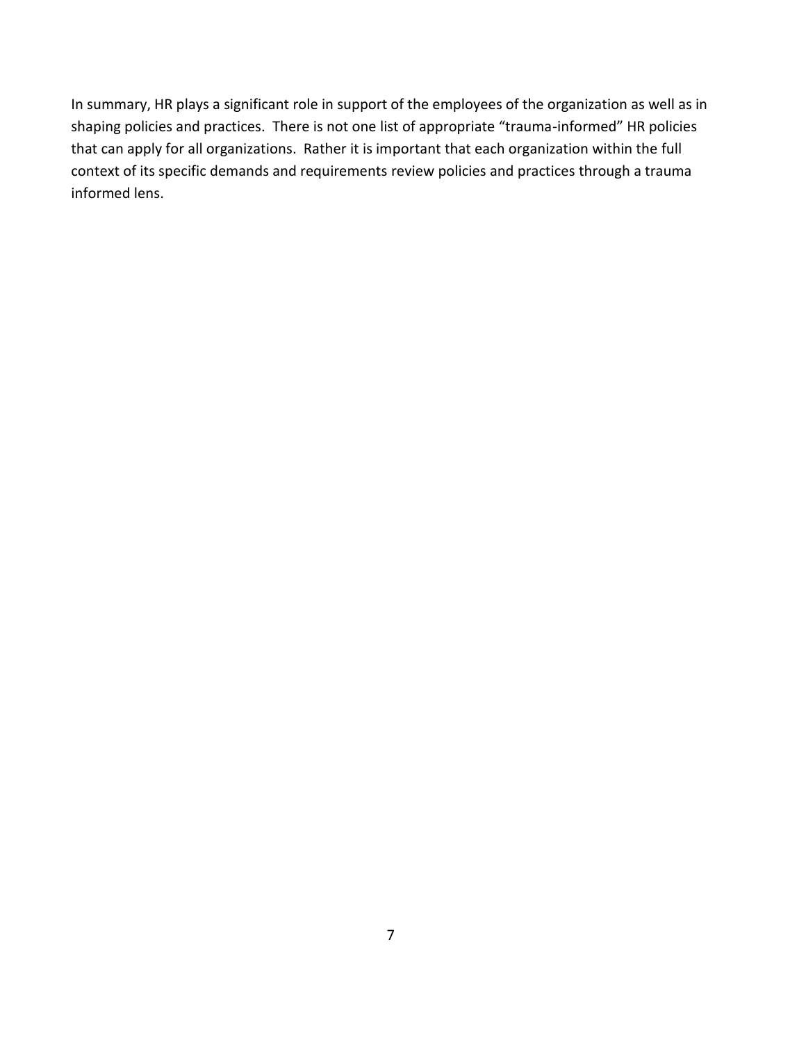In summary, HR plays a significant role in support of the employees of the organization as well as in shaping policies and practices. There is not one list of appropriate "trauma-informed" HR policies that can apply for all organizations. Rather it is important that each organization within the full context of its specific demands and requirements review policies and practices through a trauma informed lens.